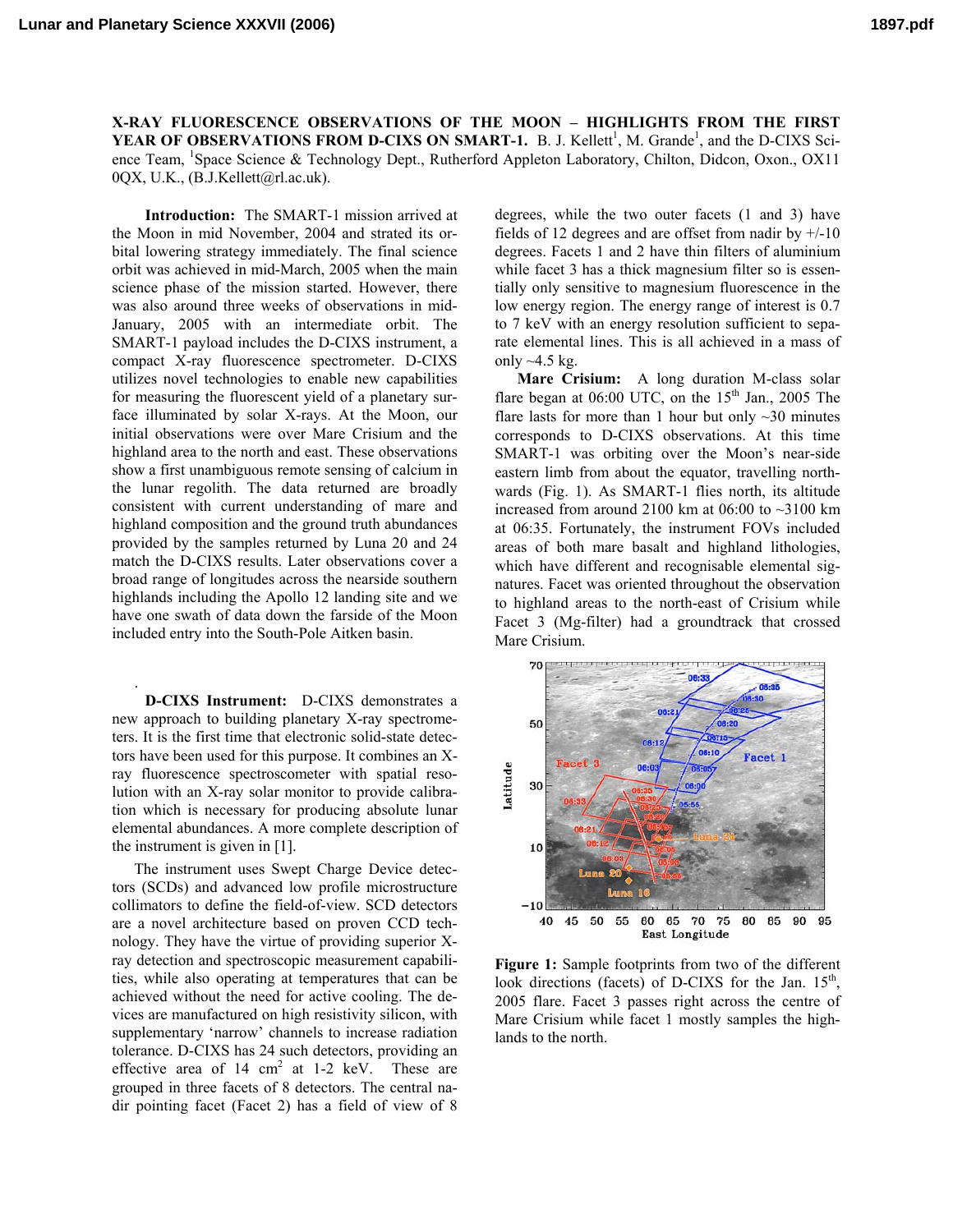**X-RAY FLUORESCENCE OBSERVATIONS OF THE MOON – HIGHLIGHTS FROM THE FIRST YEAR OF OBSERVATIONS FROM D-CIXS ON SMART-1.** B. J. Kellett[1], M. Grande[1], and the D-CIXS Science Team, [1]Space Science & Technology Dept., Rutherford Appleton Laboratory, Chilton, Didcon, Oxon., OX11 0QX, U.K., (B.J.Kellett@rl.ac.uk).

**Introduction:** The SMART-1 mission arrived at the Moon in mid November, 2004 and strated its orbital lowering strategy immediately. The final science orbit was achieved in mid-March, 2005 when the main science phase of the mission started. However, there was also around three weeks of observations in mid-January, 2005 with an intermediate orbit. The SMART-1 payload includes the D-CIXS instrument, a compact X-ray fluorescence spectrometer. D-CIXS utilizes novel technologies to enable new capabilities for measuring the fluorescent yield of a planetary surface illuminated by solar X-rays. At the Moon, our initial observations were over Mare Crisium and the highland area to the north and east. These observations show a first unambiguous remote sensing of calcium in the lunar regolith. The data returned are broadly consistent with current understanding of mare and highland composition and the ground truth abundances provided by the samples returned by Luna 20 and 24 match the D-CIXS results. Later observations cover a broad range of longitudes across the nearside southern highlands including the Apollo 12 landing site and we have one swath of data down the farside of the Moon included entry into the South-Pole Aitken basin.

**D-CIXS Instrument:** D-CIXS demonstrates a new approach to building planetary X-ray spectrometers. It is the first time that electronic solid-state detectors have been used for this purpose. It combines an X-ray fluorescence spectroscometer with spatial resolution with an X-ray solar monitor to provide calibration which is necessary for producing absolute lunar elemental abundances. A more complete description of the instrument is given in [1].

The instrument uses Swept Charge Device detectors (SCDs) and advanced low profile microstructure collimators to define the field-of-view. SCD detectors are a novel architecture based on proven CCD technology. They have the virtue of providing superior X-ray detection and spectroscopic measurement capabilities, while also operating at temperatures that can be achieved without the need for active cooling. The devices are manufactured on high resistivity silicon, with supplementary 'narrow' channels to increase radiation tolerance. D-CIXS has 24 such detectors, providing an effective area of 14 $cm^2$ at 1-2 keV. These are grouped in three facets of 8 detectors. The central nadir pointing facet (Facet 2) has a field of view of 8 degrees, while the two outer facets (1 and 3) have fields of 12 degrees and are offset from nadir by +/-10 degrees. Facets 1 and 2 have thin filters of aluminium while facet 3 has a thick magnesium filter so is essentially only sensitive to magnesium fluorescence in the low energy region. The energy range of interest is 0.7 to 7 keV with an energy resolution sufficient to separate elemental lines. This is all achieved in a mass of only ~4.5 kg.

**Mare Crisium:** A long duration M-class solar flare began at 06:00 UTC, on the 15th Jan., 2005 The flare lasts for more than 1 hour but only ~30 minutes corresponds to D-CIXS observations. At this time SMART-1 was orbiting over the Moon's near-side eastern limb from about the equator, travelling northwards (Fig. 1). As SMART-1 flies north, its altitude increased from around 2100 km at 06:00 to ~3100 km at 06:35. Fortunately, the instrument FOVs included areas of both mare basalt and highland lithologies, which have different and recognisable elemental signatures. Facet was oriented throughout the observation to highland areas to the north-east of Crisium while Facet 3 (Mg-filter) had a groundtrack that crossed Mare Crisium.

**Figure 1:** Sample footprints from two of the different look directions (facets) of D-CIXS for the Jan. 15th, 2005 flare. Facet 3 passes right across the centre of Mare Crisium while facet 1 mostly samples the highlands to the north.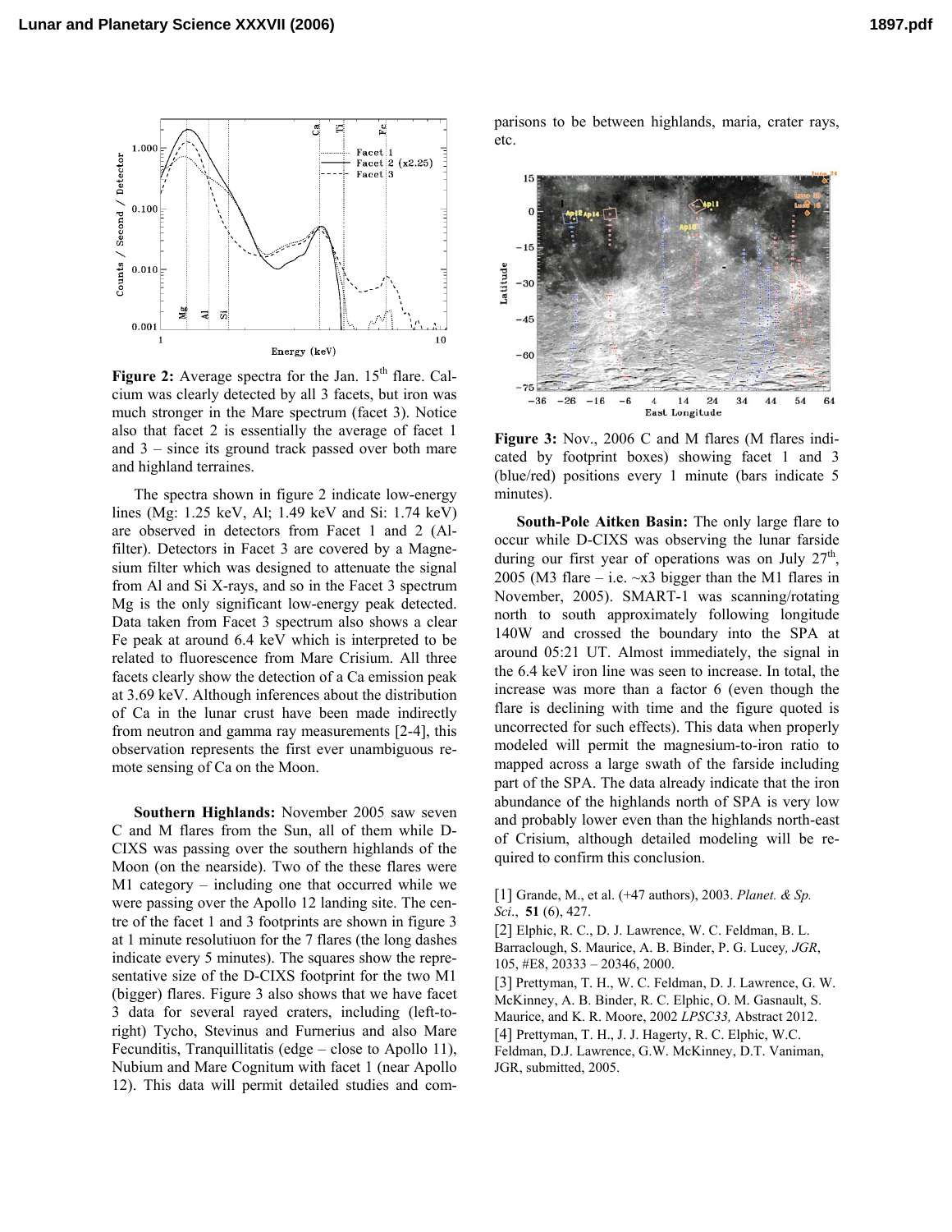1.000
0.100
0.010
0.001
Counts / Second / Detector
1
10
Energy (keV)
Mg
Al
Si
Ca
Ti
Fe
Facet 1
Facet 2 (x2.25)
Facet 3

**Figure 2:** Average spectra for the Jan. 15[th] flare. Calcium was clearly detected by all 3 facets, but iron was much stronger in the Mare spectrum (facet 3). Notice also that facet 2 is essentially the average of facet 1 and 3 – since its ground track passed over both mare and highland terraines.

The spectra shown in figure 2 indicate low-energy lines (Mg: 1.25 keV, Al; 1.49 keV and Si: 1.74 keV) are observed in detectors from Facet 1 and 2 (Al-filter). Detectors in Facet 3 are covered by a Magnesium filter which was designed to attenuate the signal from Al and Si X-rays, and so in the Facet 3 spectrum Mg is the only significant low-energy peak detected. Data taken from Facet 3 spectrum also shows a clear Fe peak at around 6.4 keV which is interpreted to be related to fluorescence from Mare Crisium. All three facets clearly show the detection of a Ca emission peak at 3.69 keV. Although inferences about the distribution of Ca in the lunar crust have been made indirectly from neutron and gamma ray measurements [2-4], this observation represents the first ever unambiguous remote sensing of Ca on the Moon.

**Southern Highlands:** November 2005 saw seven C and M flares from the Sun, all of them while D-CIXS was passing over the southern highlands of the Moon (on the nearside). Two of the these flares were M1 category – including one that occurred while we were passing over the Apollo 12 landing site. The centre of the facet 1 and 3 footprints are shown in figure 3 at 1 minute resolutiuon for the 7 flares (the long dashes indicate every 5 minutes). The squares show the representative size of the D-CIXS footprint for the two M1 (bigger) flares. Figure 3 also shows that we have facet 3 data for several rayed craters, including (left-to-right) Tycho, Stevinus and Furnerius and also Mare Fecunditis, Tranquillitatis (edge – close to Apollo 11), Nubium and Mare Cognitum with facet 1 (near Apollo 12). This data will permit detailed studies and comparisons to be between highlands, maria, crater rays, etc.

15
0
−15
−30
−45
−60
−75
Latitude
−36 −26 −16 −6 4 14 24 34 44 54 64
East Longitude
Ap12
Ap14
Ap11
Ap16
Luna 24
Luna 20
Luna 16

**Figure 3:** Nov., 2006 C and M flares (M flares indicated by footprint boxes) showing facet 1 and 3 (blue/red) positions every 1 minute (bars indicate 5 minutes).

**South-Pole Aitken Basin:** The only large flare to occur while D-CIXS was observing the lunar farside during our first year of operations was on July 27[th], 2005 (M3 flare – i.e. ~x3 bigger than the M1 flares in November, 2005). SMART-1 was scanning/rotating north to south approximately following longitude 140W and crossed the boundary into the SPA at around 05:21 UT. Almost immediately, the signal in the 6.4 keV iron line was seen to increase. In total, the increase was more than a factor 6 (even though the flare is declining with time and the figure quoted is uncorrected for such effects). This data when properly modeled will permit the magnesium-to-iron ratio to mapped across a large swath of the farside including part of the SPA. The data already indicate that the iron abundance of the highlands north of SPA is very low and probably lower even than the highlands north-east of Crisium, although detailed modeling will be required to confirm this conclusion.

[1] Grande, M., et al. (+47 authors), 2003. *Planet. & Sp. Sci*., **51** (6), 427.

[2] Elphic, R. C., D. J. Lawrence, W. C. Feldman, B. L. Barraclough, S. Maurice, A. B. Binder, P. G. Lucey, *JGR*, 105, #E8, 20333 – 20346, 2000.

[3] Prettyman, T. H., W. C. Feldman, D. J. Lawrence, G. W. McKinney, A. B. Binder, R. C. Elphic, O. M. Gasnault, S. Maurice, and K. R. Moore, 2002 *LPSC33,* Abstract 2012.

[4] Prettyman, T. H., J. J. Hagerty, R. C. Elphic, W.C. Feldman, D.J. Lawrence, G.W. McKinney, D.T. Vaniman, JGR, submitted, 2005.